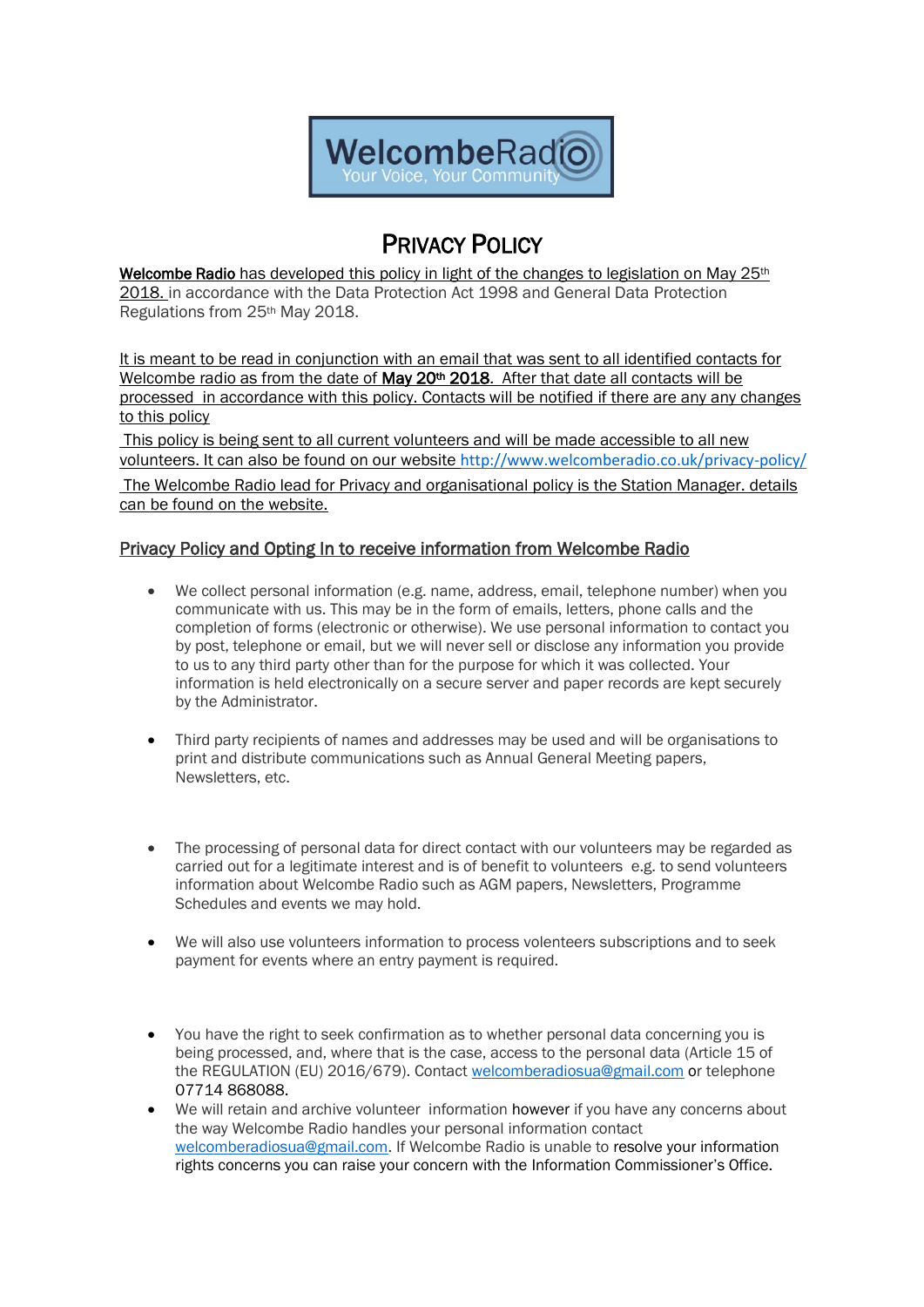WelcombeRadio
Your Voice, Your Community

# PRIVACY POLICY

**Welcombe Radio** has developed this policy in light of the changes to legislation on May 25th 2018. in accordance with the Data Protection Act 1998 and General Data Protection Regulations from 25th May 2018.

It is meant to be read in conjunction with an email that was sent to all identified contacts for Welcombe radio as from the date of **May 20th 2018**. After that date all contacts will be processed in accordance with this policy. Contacts will be notified if there are any any changes to this policy

This policy is being sent to all current volunteers and will be made accessible to all new volunteers. It can also be found on our website http://www.welcomberadio.co.uk/privacy-policy/

The Welcombe Radio lead for Privacy and organisational policy is the Station Manager. details can be found on the website.

## Privacy Policy and Opting In to receive information from Welcombe Radio

- We collect personal information (e.g. name, address, email, telephone number) when you communicate with us. This may be in the form of emails, letters, phone calls and the completion of forms (electronic or otherwise). We use personal information to contact you by post, telephone or email, but we will never sell or disclose any information you provide to us to any third party other than for the purpose for which it was collected. Your information is held electronically on a secure server and paper records are kept securely by the Administrator.

- Third party recipients of names and addresses may be used and will be organisations to print and distribute communications such as Annual General Meeting papers, Newsletters, etc.

- The processing of personal data for direct contact with our volunteers may be regarded as carried out for a legitimate interest and is of benefit to volunteers e.g. to send volunteers information about Welcombe Radio such as AGM papers, Newsletters, Programme Schedules and events we may hold.

- We will also use volunteers information to process volenteers subscriptions and to seek payment for events where an entry payment is required.

- You have the right to seek confirmation as to whether personal data concerning you is being processed, and, where that is the case, access to the personal data (Article 15 of the REGULATION (EU) 2016/679). Contact welcomberadiosua@gmail.com or telephone 07714 868088.
- We will retain and archive volunteer information however if you have any concerns about the way Welcombe Radio handles your personal information contact welcomberadiosua@gmail.com. If Welcombe Radio is unable to resolve your information rights concerns you can raise your concern with the Information Commissioner's Office.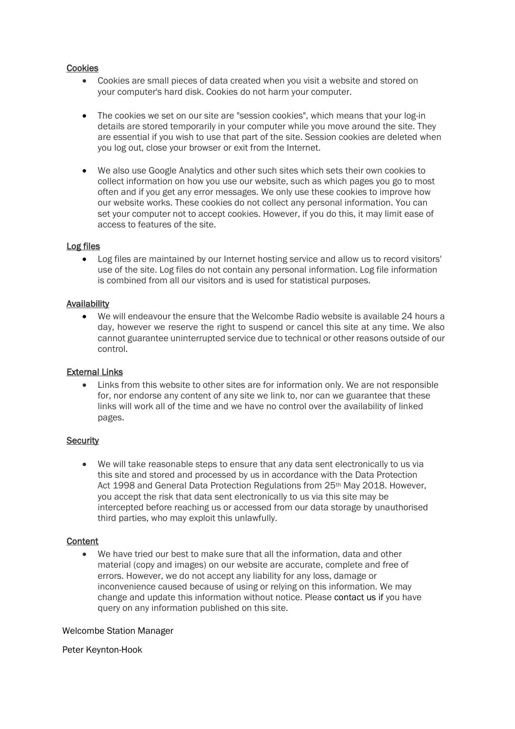## Cookies

- Cookies are small pieces of data created when you visit a website and stored on your computer's hard disk. Cookies do not harm your computer.

- The cookies we set on our site are "session cookies", which means that your log-in details are stored temporarily in your computer while you move around the site. They are essential if you wish to use that part of the site. Session cookies are deleted when you log out, close your browser or exit from the Internet.

- We also use Google Analytics and other such sites which sets their own cookies to collect information on how you use our website, such as which pages you go to most often and if you get any error messages. We only use these cookies to improve how our website works. These cookies do not collect any personal information. You can set your computer not to accept cookies. However, if you do this, it may limit ease of access to features of the site.

## Log files

- Log files are maintained by our Internet hosting service and allow us to record visitors' use of the site. Log files do not contain any personal information. Log file information is combined from all our visitors and is used for statistical purposes.

## Availability

- We will endeavour the ensure that the Welcombe Radio website is available 24 hours a day, however we reserve the right to suspend or cancel this site at any time. We also cannot guarantee uninterrupted service due to technical or other reasons outside of our control.

## External Links

- Links from this website to other sites are for information only. We are not responsible for, nor endorse any content of any site we link to, nor can we guarantee that these links will work all of the time and we have no control over the availability of linked pages.

## Security

- We will take reasonable steps to ensure that any data sent electronically to us via this site and stored and processed by us in accordance with the Data Protection Act 1998 and General Data Protection Regulations from 25th May 2018. However, you accept the risk that data sent electronically to us via this site may be intercepted before reaching us or accessed from our data storage by unauthorised third parties, who may exploit this unlawfully.

## Content

- We have tried our best to make sure that all the information, data and other material (copy and images) on our website are accurate, complete and free of errors. However, we do not accept any liability for any loss, damage or inconvenience caused because of using or relying on this information. We may change and update this information without notice. Please contact us if you have query on any information published on this site.

Welcombe Station Manager

Peter Keynton-Hook